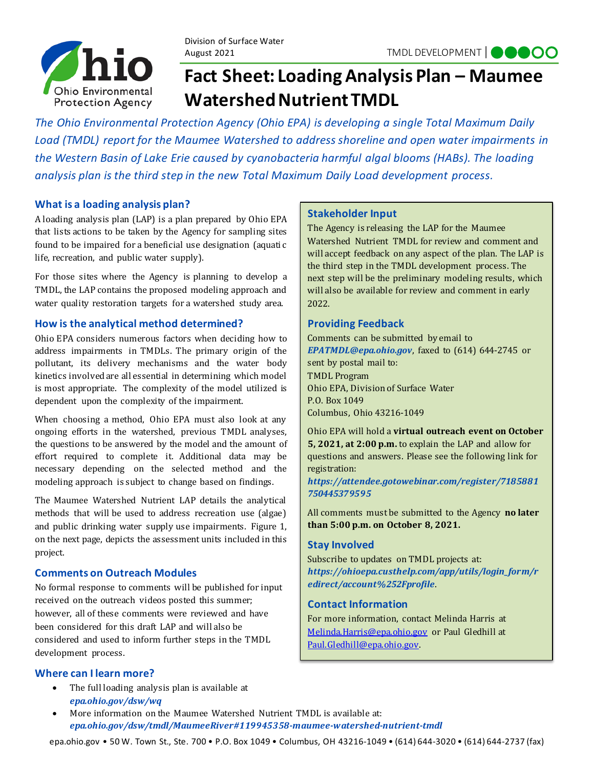Division of Surface Water
August 2021

TMDL DEVELOPMENT

# Fact Sheet: Loading Analysis Plan – Maumee Watershed Nutrient TMDL

*The Ohio Environmental Protection Agency (Ohio EPA) is developing a single Total Maximum Daily Load (TMDL) report for the Maumee Watershed to address shoreline and open water impairments in the Western Basin of Lake Erie caused by cyanobacteria harmful algal blooms (HABs). The loading analysis plan is the third step in the new Total Maximum Daily Load development process.*

## What is a loading analysis plan?

A loading analysis plan (LAP) is a plan prepared by Ohio EPA that lists actions to be taken by the Agency for sampling sites found to be impaired for a beneficial use designation (aquatic life, recreation, and public water supply).

For those sites where the Agency is planning to develop a TMDL, the LAP contains the proposed modeling approach and water quality restoration targets for a watershed study area.

## How is the analytical method determined?

Ohio EPA considers numerous factors when deciding how to address impairments in TMDLs. The primary origin of the pollutant, its delivery mechanisms and the water body kinetics involved are all essential in determining which model is most appropriate. The complexity of the model utilized is dependent upon the complexity of the impairment.

When choosing a method, Ohio EPA must also look at any ongoing efforts in the watershed, previous TMDL analyses, the questions to be answered by the model and the amount of effort required to complete it. Additional data may be necessary depending on the selected method and the modeling approach is subject to change based on findings.

The Maumee Watershed Nutrient LAP details the analytical methods that will be used to address recreation use (algae) and public drinking water supply use impairments. Figure 1, on the next page, depicts the assessment units included in this project.

## Comments on Outreach Modules

No formal response to comments will be published for input received on the outreach videos posted this summer; however, all of these comments were reviewed and have been considered for this draft LAP and will also be considered and used to inform further steps in the TMDL development process.

## Stakeholder Input

The Agency is releasing the LAP for the Maumee Watershed Nutrient TMDL for review and comment and will accept feedback on any aspect of the plan. The LAP is the third step in the TMDL development process. The next step will be the preliminary modeling results, which will also be available for review and comment in early 2022.

## Providing Feedback

Comments can be submitted by email to ***EPATMDL@epa.ohio.gov***, faxed to (614) 644-2745 or sent by postal mail to:

TMDL Program
Ohio EPA, Division of Surface Water
P.O. Box 1049
Columbus, Ohio 43216-1049

Ohio EPA will hold a **virtual outreach event on October 5, 2021, at 2:00 p.m.** to explain the LAP and allow for questions and answers. Please see the following link for registration:
***https://attendee.gotowebinar.com/register/7185881750445379595***

All comments must be submitted to the Agency **no later than 5:00 p.m. on October 8, 2021.**

## Stay Involved

Subscribe to updates on TMDL projects at:
***https://ohioepa.custhelp.com/app/utils/login_form/redirect/account%252Fprofile***.

## Contact Information

For more information, contact Melinda Harris at Melinda.Harris@epa.ohio.gov or Paul Gledhill at Paul.Gledhill@epa.ohio.gov.

## Where can I learn more?

- The full loading analysis plan is available at ***epa.ohio.gov/dsw/wq***
- More information on the Maumee Watershed Nutrient TMDL is available at: ***epa.ohio.gov/dsw/tmdl/MaumeeRiver#119945358-maumee-watershed-nutrient-tmdl***

epa.ohio.gov • 50 W. Town St., Ste. 700 • P.O. Box 1049 • Columbus, OH 43216-1049 • (614) 644-3020 • (614) 644-2737 (fax)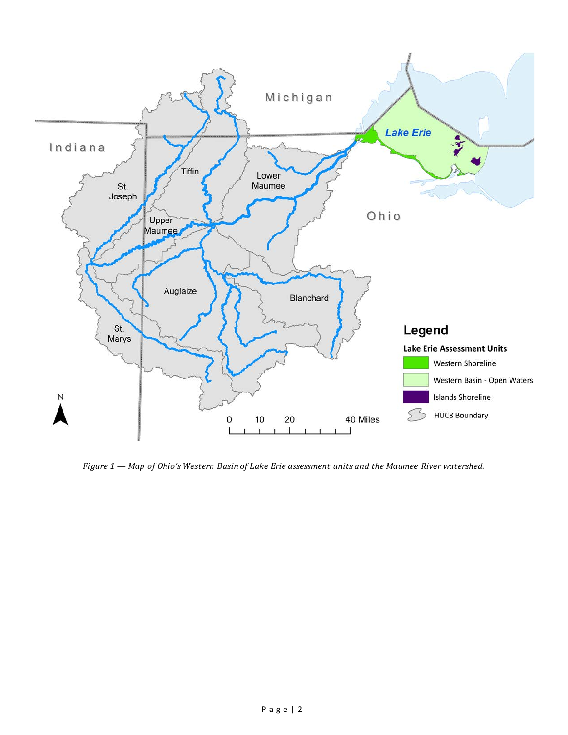Michigan

Indiana

Ohio

Lake Erie

Tiffin

St. Joseph

Lower Maumee

Upper Maumee

Auglaize

Blanchard

St. Marys

N

0 10 20 40 Miles

**Legend**

**Lake Erie Assessment Units**

Western Shoreline

Western Basin - Open Waters

Islands Shoreline

HUC8 Boundary

*Figure 1 — Map of Ohio's Western Basin of Lake Erie assessment units and the Maumee River watershed.*